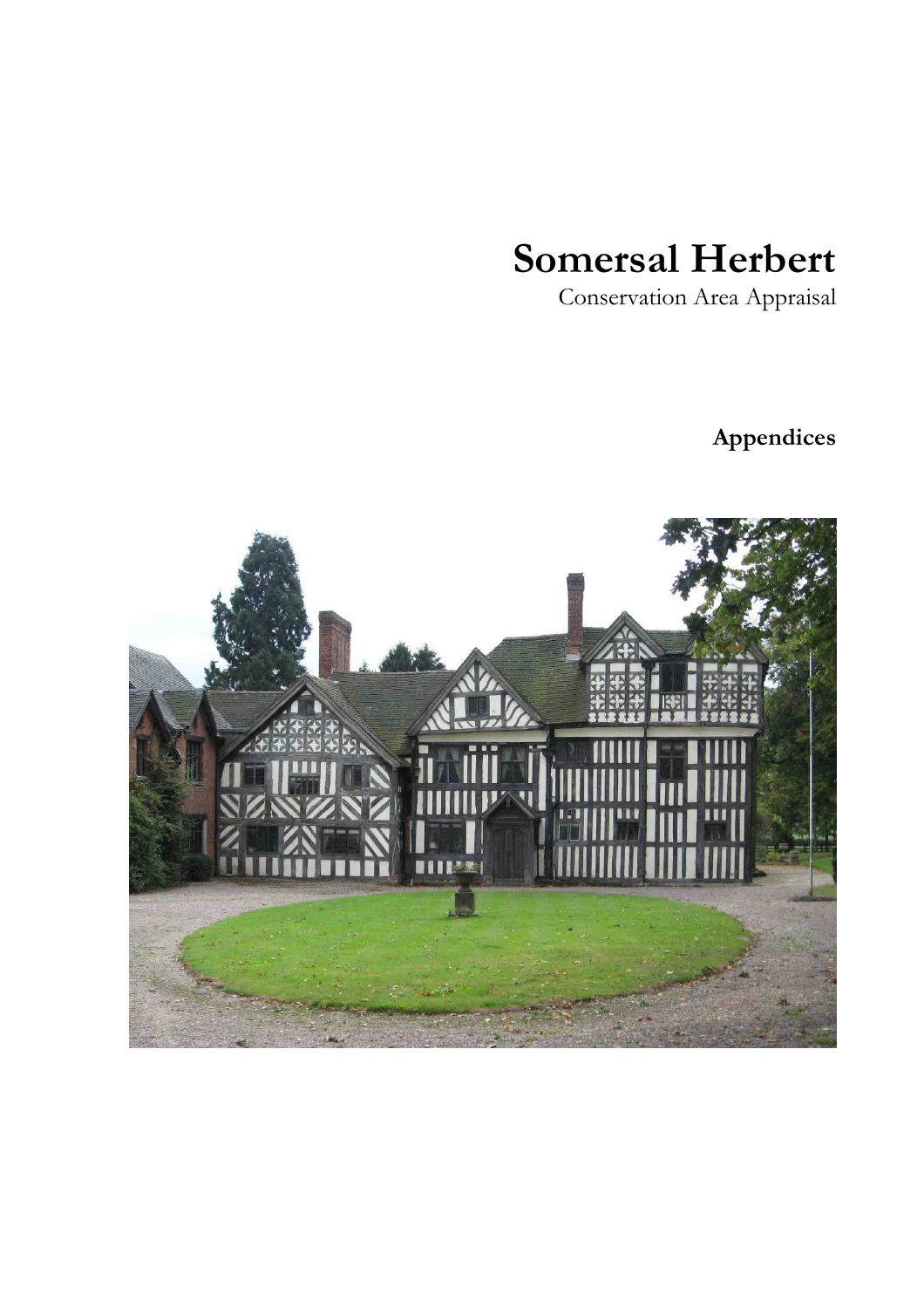# Somersal Herbert

Conservation Area Appraisal

**Appendices**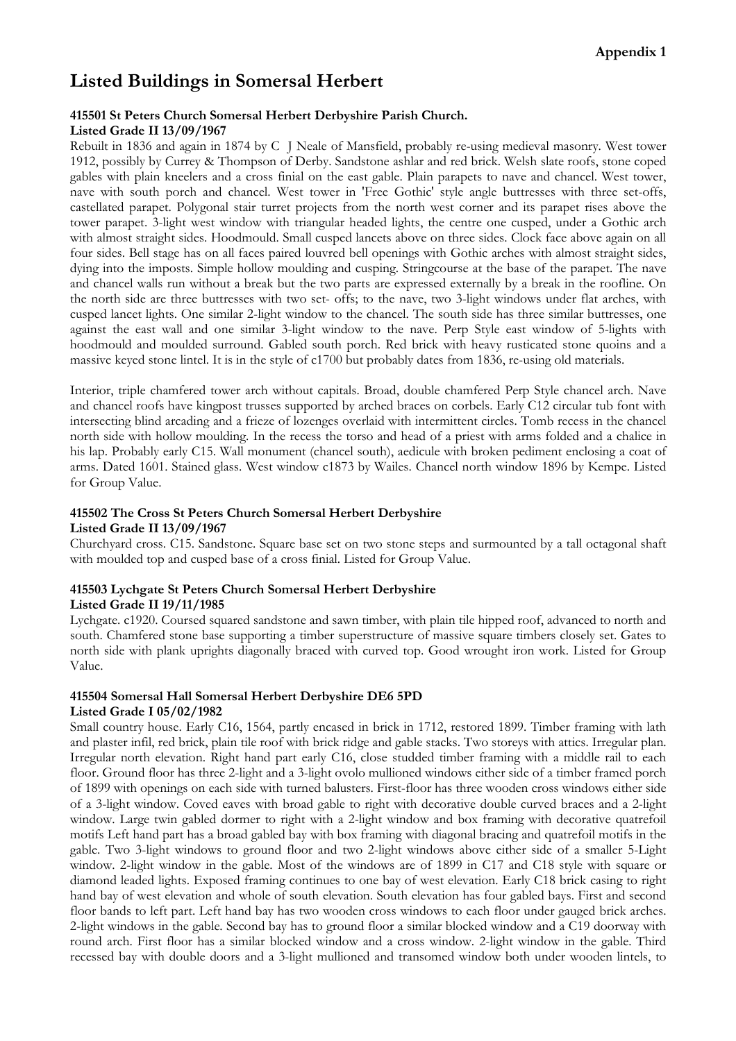**Appendix 1**

# Listed Buildings in Somersal Herbert

### 415501 St Peters Church Somersal Herbert Derbyshire Parish Church.
**Listed Grade II 13/09/1967**

Rebuilt in 1836 and again in 1874 by C J Neale of Mansfield, probably re-using medieval masonry. West tower 1912, possibly by Currey & Thompson of Derby. Sandstone ashlar and red brick. Welsh slate roofs, stone coped gables with plain kneelers and a cross finial on the east gable. Plain parapets to nave and chancel. West tower, nave with south porch and chancel. West tower in 'Free Gothic' style angle buttresses with three set-offs, castellated parapet. Polygonal stair turret projects from the north west corner and its parapet rises above the tower parapet. 3-light west window with triangular headed lights, the centre one cusped, under a Gothic arch with almost straight sides. Hoodmould. Small cusped lancets above on three sides. Clock face above again on all four sides. Bell stage has on all faces paired louvred bell openings with Gothic arches with almost straight sides, dying into the imposts. Simple hollow moulding and cusping. Stringcourse at the base of the parapet. The nave and chancel walls run without a break but the two parts are expressed externally by a break in the roofline. On the north side are three buttresses with two set- offs; to the nave, two 3-light windows under flat arches, with cusped lancet lights. One similar 2-light window to the chancel. The south side has three similar buttresses, one against the east wall and one similar 3-light window to the nave. Perp Style east window of 5-lights with hoodmould and moulded surround. Gabled south porch. Red brick with heavy rusticated stone quoins and a massive keyed stone lintel. It is in the style of c1700 but probably dates from 1836, re-using old materials.

Interior, triple chamfered tower arch without capitals. Broad, double chamfered Perp Style chancel arch. Nave and chancel roofs have kingpost trusses supported by arched braces on corbels. Early C12 circular tub font with intersecting blind arcading and a frieze of lozenges overlaid with intermittent circles. Tomb recess in the chancel north side with hollow moulding. In the recess the torso and head of a priest with arms folded and a chalice in his lap. Probably early C15. Wall monument (chancel south), aedicule with broken pediment enclosing a coat of arms. Dated 1601. Stained glass. West window c1873 by Wailes. Chancel north window 1896 by Kempe. Listed for Group Value.

### 415502 The Cross St Peters Church Somersal Herbert Derbyshire
**Listed Grade II 13/09/1967**

Churchyard cross. C15. Sandstone. Square base set on two stone steps and surmounted by a tall octagonal shaft with moulded top and cusped base of a cross finial. Listed for Group Value.

### 415503 Lychgate St Peters Church Somersal Herbert Derbyshire
**Listed Grade II 19/11/1985**

Lychgate. c1920. Coursed squared sandstone and sawn timber, with plain tile hipped roof, advanced to north and south. Chamfered stone base supporting a timber superstructure of massive square timbers closely set. Gates to north side with plank uprights diagonally braced with curved top. Good wrought iron work. Listed for Group Value.

### 415504 Somersal Hall Somersal Herbert Derbyshire DE6 5PD
**Listed Grade I 05/02/1982**

Small country house. Early C16, 1564, partly encased in brick in 1712, restored 1899. Timber framing with lath and plaster infil, red brick, plain tile roof with brick ridge and gable stacks. Two storeys with attics. Irregular plan. Irregular north elevation. Right hand part early C16, close studded timber framing with a middle rail to each floor. Ground floor has three 2-light and a 3-light ovolo mullioned windows either side of a timber framed porch of 1899 with openings on each side with turned balusters. First-floor has three wooden cross windows either side of a 3-light window. Coved eaves with broad gable to right with decorative double curved braces and a 2-light window. Large twin gabled dormer to right with a 2-light window and box framing with decorative quatrefoil motifs Left hand part has a broad gabled bay with box framing with diagonal bracing and quatrefoil motifs in the gable. Two 3-light windows to ground floor and two 2-light windows above either side of a smaller 5-Light window. 2-light window in the gable. Most of the windows are of 1899 in C17 and C18 style with square or diamond leaded lights. Exposed framing continues to one bay of west elevation. Early C18 brick casing to right hand bay of west elevation and whole of south elevation. South elevation has four gabled bays. First and second floor bands to left part. Left hand bay has two wooden cross windows to each floor under gauged brick arches. 2-light windows in the gable. Second bay has to ground floor a similar blocked window and a C19 doorway with round arch. First floor has a similar blocked window and a cross window. 2-light window in the gable. Third recessed bay with double doors and a 3-light mullioned and transomed window both under wooden lintels, to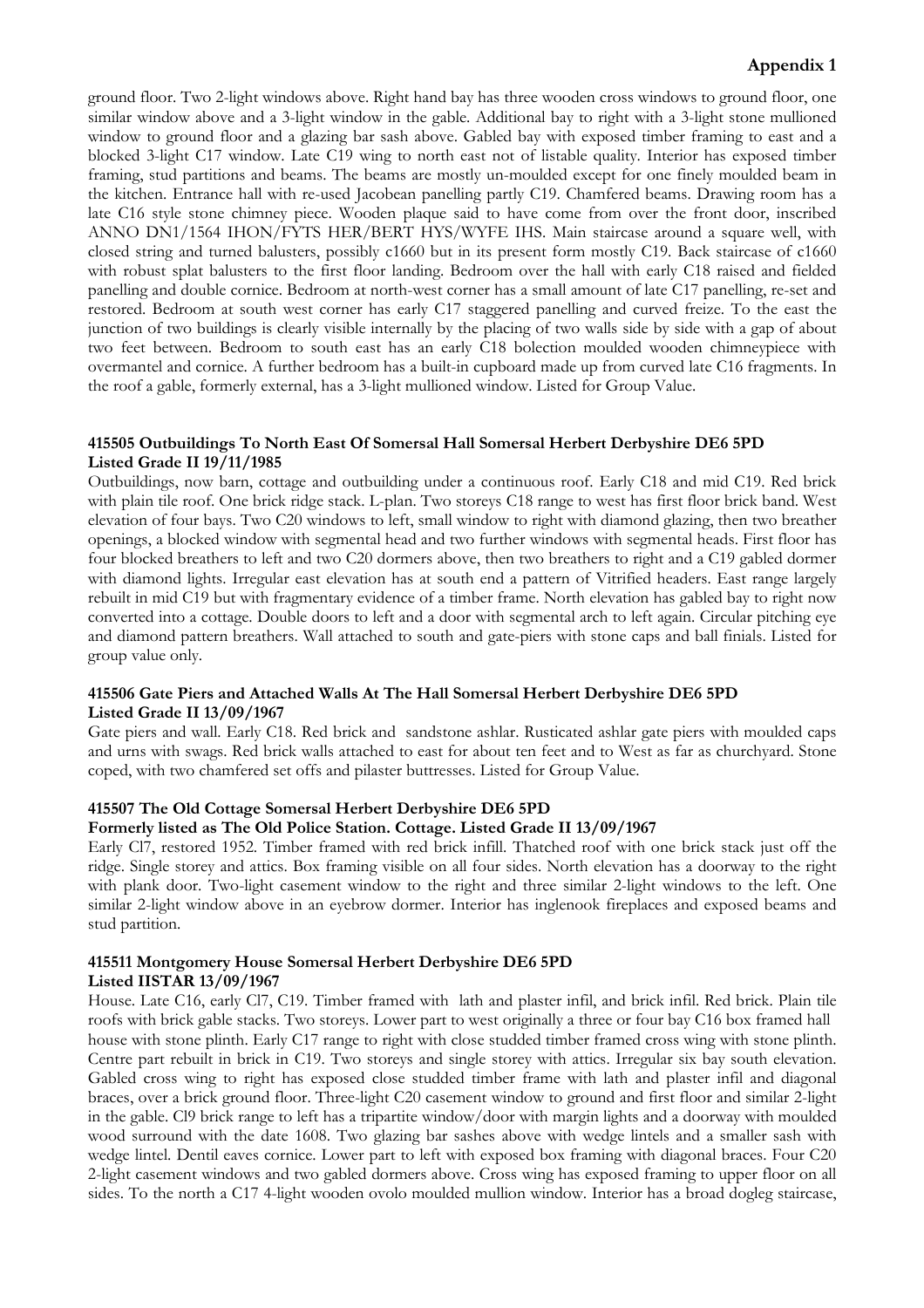ground floor. Two 2-light windows above. Right hand bay has three wooden cross windows to ground floor, one similar window above and a 3-light window in the gable. Additional bay to right with a 3-light stone mullioned window to ground floor and a glazing bar sash above. Gabled bay with exposed timber framing to east and a blocked 3-light C17 window. Late C19 wing to north east not of listable quality. Interior has exposed timber framing, stud partitions and beams. The beams are mostly un-moulded except for one finely moulded beam in the kitchen. Entrance hall with re-used Jacobean panelling partly C19. Chamfered beams. Drawing room has a late C16 style stone chimney piece. Wooden plaque said to have come from over the front door, inscribed ANNO DN1/1564 IHON/FYTS HER/BERT HYS/WYFE IHS. Main staircase around a square well, with closed string and turned balusters, possibly c1660 but in its present form mostly C19. Back staircase of c1660 with robust splat balusters to the first floor landing. Bedroom over the hall with early C18 raised and fielded panelling and double cornice. Bedroom at north-west corner has a small amount of late C17 panelling, re-set and restored. Bedroom at south west corner has early C17 staggered panelling and curved freize. To the east the junction of two buildings is clearly visible internally by the placing of two walls side by side with a gap of about two feet between. Bedroom to south east has an early C18 bolection moulded wooden chimneypiece with overmantel and cornice. A further bedroom has a built-in cupboard made up from curved late C16 fragments. In the roof a gable, formerly external, has a 3-light mullioned window. Listed for Group Value.

**415505 Outbuildings To North East Of Somersal Hall Somersal Herbert Derbyshire DE6 5PD**
**Listed Grade II 19/11/1985**

Outbuildings, now barn, cottage and outbuilding under a continuous roof. Early C18 and mid C19. Red brick with plain tile roof. One brick ridge stack. L-plan. Two storeys C18 range to west has first floor brick band. West elevation of four bays. Two C20 windows to left, small window to right with diamond glazing, then two breather openings, a blocked window with segmental head and two further windows with segmental heads. First floor has four blocked breathers to left and two C20 dormers above, then two breathers to right and a C19 gabled dormer with diamond lights. Irregular east elevation has at south end a pattern of Vitrified headers. East range largely rebuilt in mid C19 but with fragmentary evidence of a timber frame. North elevation has gabled bay to right now converted into a cottage. Double doors to left and a door with segmental arch to left again. Circular pitching eye and diamond pattern breathers. Wall attached to south and gate-piers with stone caps and ball finials. Listed for group value only.

**415506 Gate Piers and Attached Walls At The Hall Somersal Herbert Derbyshire DE6 5PD**
**Listed Grade II 13/09/1967**

Gate piers and wall. Early C18. Red brick and sandstone ashlar. Rusticated ashlar gate piers with moulded caps and urns with swags. Red brick walls attached to east for about ten feet and to West as far as churchyard. Stone coped, with two chamfered set offs and pilaster buttresses. Listed for Group Value.

**415507 The Old Cottage Somersal Herbert Derbyshire DE6 5PD**
**Formerly listed as The Old Police Station. Cottage. Listed Grade II 13/09/1967**

Early Cl7, restored 1952. Timber framed with red brick infill. Thatched roof with one brick stack just off the ridge. Single storey and attics. Box framing visible on all four sides. North elevation has a doorway to the right with plank door. Two-light casement window to the right and three similar 2-light windows to the left. One similar 2-light window above in an eyebrow dormer. Interior has inglenook fireplaces and exposed beams and stud partition.

**415511 Montgomery House Somersal Herbert Derbyshire DE6 5PD**
**Listed IISTAR 13/09/1967**

House. Late C16, early Cl7, C19. Timber framed with lath and plaster infil, and brick infil. Red brick. Plain tile roofs with brick gable stacks. Two storeys. Lower part to west originally a three or four bay C16 box framed hall house with stone plinth. Early C17 range to right with close studded timber framed cross wing with stone plinth. Centre part rebuilt in brick in C19. Two storeys and single storey with attics. Irregular six bay south elevation. Gabled cross wing to right has exposed close studded timber frame with lath and plaster infil and diagonal braces, over a brick ground floor. Three-light C20 casement window to ground and first floor and similar 2-light in the gable. Cl9 brick range to left has a tripartite window/door with margin lights and a doorway with moulded wood surround with the date 1608. Two glazing bar sashes above with wedge lintels and a smaller sash with wedge lintel. Dentil eaves cornice. Lower part to left with exposed box framing with diagonal braces. Four C20 2-light casement windows and two gabled dormers above. Cross wing has exposed framing to upper floor on all sides. To the north a C17 4-light wooden ovolo moulded mullion window. Interior has a broad dogleg staircase,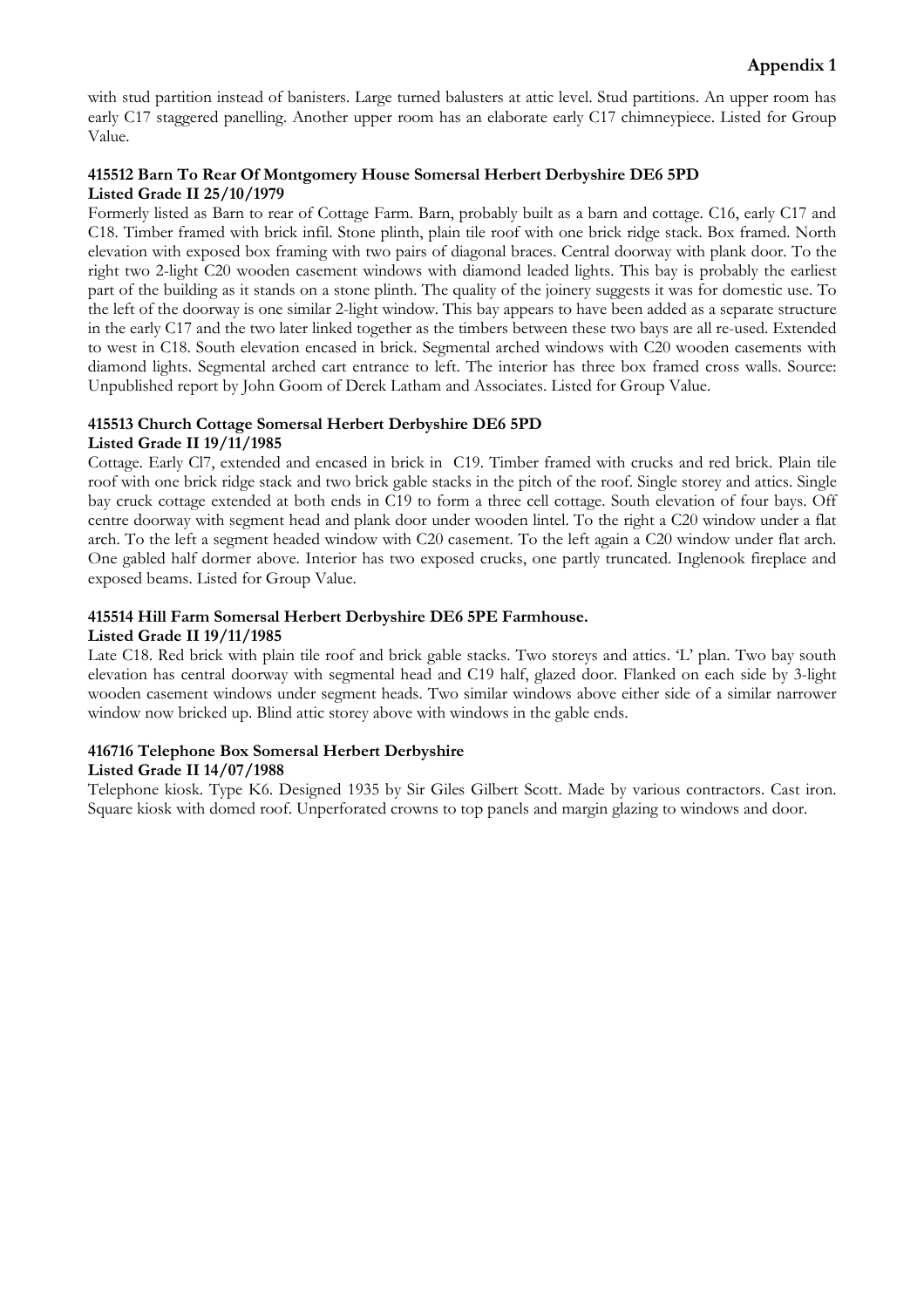with stud partition instead of banisters. Large turned balusters at attic level. Stud partitions. An upper room has early C17 staggered panelling. Another upper room has an elaborate early C17 chimneypiece. Listed for Group Value.

**415512 Barn To Rear Of Montgomery House Somersal Herbert Derbyshire DE6 5PD**
**Listed Grade II 25/10/1979**

Formerly listed as Barn to rear of Cottage Farm. Barn, probably built as a barn and cottage. C16, early C17 and C18. Timber framed with brick infil. Stone plinth, plain tile roof with one brick ridge stack. Box framed. North elevation with exposed box framing with two pairs of diagonal braces. Central doorway with plank door. To the right two 2-light C20 wooden casement windows with diamond leaded lights. This bay is probably the earliest part of the building as it stands on a stone plinth. The quality of the joinery suggests it was for domestic use. To the left of the doorway is one similar 2-light window. This bay appears to have been added as a separate structure in the early C17 and the two later linked together as the timbers between these two bays are all re-used. Extended to west in C18. South elevation encased in brick. Segmental arched windows with C20 wooden casements with diamond lights. Segmental arched cart entrance to left. The interior has three box framed cross walls. Source: Unpublished report by John Goom of Derek Latham and Associates. Listed for Group Value.

**415513 Church Cottage Somersal Herbert Derbyshire DE6 5PD**
**Listed Grade II 19/11/1985**

Cottage. Early Cl7, extended and encased in brick in C19. Timber framed with crucks and red brick. Plain tile roof with one brick ridge stack and two brick gable stacks in the pitch of the roof. Single storey and attics. Single bay cruck cottage extended at both ends in C19 to form a three cell cottage. South elevation of four bays. Off centre doorway with segment head and plank door under wooden lintel. To the right a C20 window under a flat arch. To the left a segment headed window with C20 casement. To the left again a C20 window under flat arch. One gabled half dormer above. Interior has two exposed crucks, one partly truncated. Inglenook fireplace and exposed beams. Listed for Group Value.

**415514 Hill Farm Somersal Herbert Derbyshire DE6 5PE Farmhouse.**
**Listed Grade II 19/11/1985**

Late C18. Red brick with plain tile roof and brick gable stacks. Two storeys and attics. 'L' plan. Two bay south elevation has central doorway with segmental head and C19 half, glazed door. Flanked on each side by 3-light wooden casement windows under segment heads. Two similar windows above either side of a similar narrower window now bricked up. Blind attic storey above with windows in the gable ends.

**416716 Telephone Box Somersal Herbert Derbyshire**
**Listed Grade II 14/07/1988**

Telephone kiosk. Type K6. Designed 1935 by Sir Giles Gilbert Scott. Made by various contractors. Cast iron. Square kiosk with domed roof. Unperforated crowns to top panels and margin glazing to windows and door.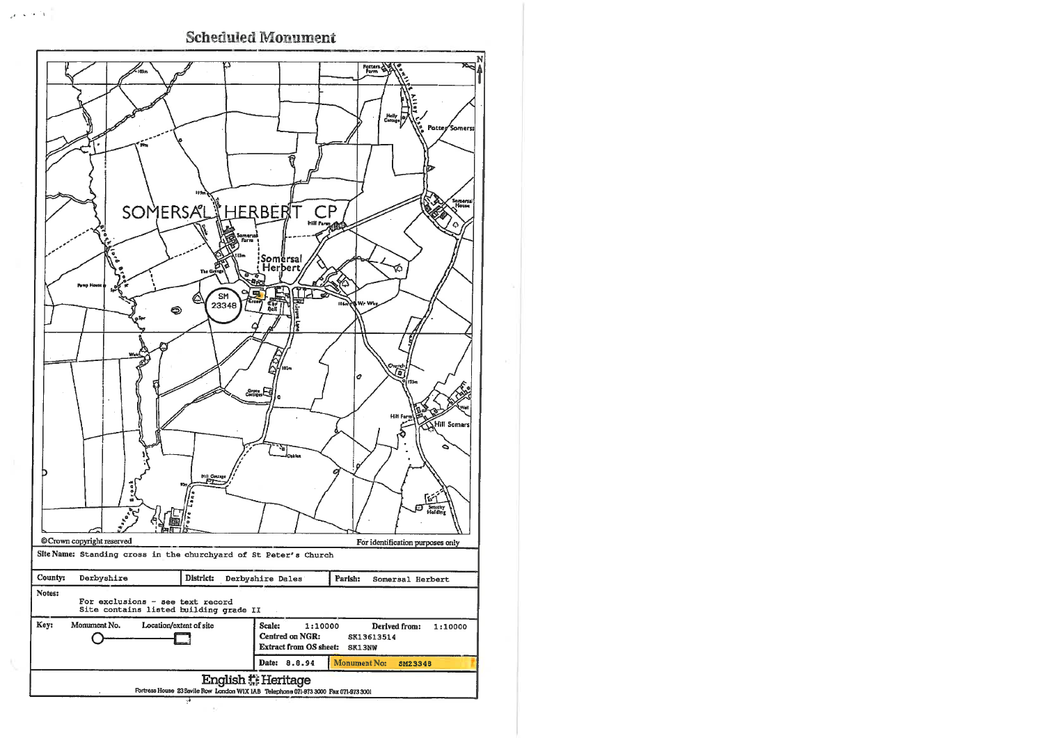# Scheduled Monument

©Crown copyright reserved

For identification purposes only

**Site Name:** Standing cross in the churchyard of St Peter's Church

| County: Derbyshire | District: Derbyshire Dales | Parish: Somersal Herbert |
|---|---|---|

**Notes:**

For exclusions - see text record
Site contains listed building grade II

| Key: | Monument No. | Location/extent of site | Scale: 1:10000 | Derived from: 1:10000 |
|---|---|---|---|---|
| | | | Centred on NGR: SK13613514 | |
| | | | Extract from OS sheet: SK13NW | |
| | | | Date: 8.8.94 | Monument No: SM23348 |

**English Heritage**

Fortress House 23 Savile Row London W1X 1AB Telephone 071-973 3000 Fax 071-973 3001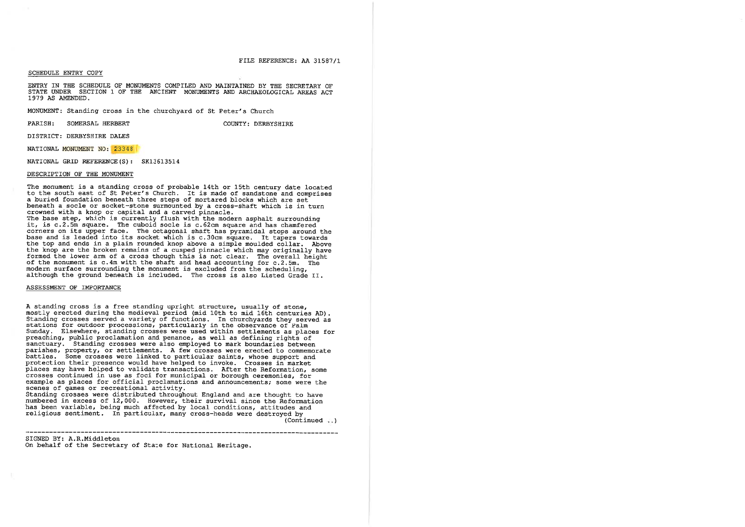FILE REFERENCE: AA 31587/1

SCHEDULE ENTRY COPY

ENTRY IN THE SCHEDULE OF MONUMENTS COMPILED AND MAINTAINED BY THE SECRETARY OF STATE UNDER SECTION 1 OF THE ANCIENT MONUMENTS AND ARCHAEOLOGICAL AREAS ACT 1979 AS AMENDED.

MONUMENT: Standing cross in the churchyard of St Peter's Church

PARISH: SOMERSAL HERBERT COUNTY: DERBYSHIRE

DISTRICT: DERBYSHIRE DALES

NATIONAL MONUMENT NO: 23348

NATIONAL GRID REFERENCE(S): SK13613514

DESCRIPTION OF THE MONUMENT

The monument is a standing cross of probable 14th or 15th century date located to the south east of St Peter's Church. It is made of sandstone and comprises a buried foundation beneath three steps of mortared blocks which are set beneath a socle or socket-stone surmounted by a cross-shaft which is in turn crowned with a knop or capital and a carved pinnacle.
The base step, which is currently flush with the modern asphalt surrounding it, is c.2.5m square. The cuboid socle is c.62cm square and has chamfered corners on its upper face. The octagonal shaft has pyramidal stops around the base and is leaded into its socket which is c.30cm square. It tapers towards the top and ends in a plain rounded knop above a simple moulded collar. Above the knop are the broken remains of a cusped pinnacle which may originally have formed the lower arm of a cross though this is not clear. The overall height of the monument is c.4m with the shaft and head accounting for c.2.5m. The modern surface surrounding the monument is excluded from the scheduling, although the ground beneath is included. The cross is also Listed Grade II.

ASSESSMENT OF IMPORTANCE

A standing cross is a free standing upright structure, usually of stone, mostly erected during the medieval period (mid 10th to mid 16th centuries AD). Standing crosses served a variety of functions. In churchyards they served as stations for outdoor processions, particularly in the observance of Palm Sunday. Elsewhere, standing crosses were used within settlements as places for preaching, public proclamation and penance, as well as defining rights of sanctuary. Standing crosses were also employed to mark boundaries between parishes, property, or settlements. A few crosses were erected to commemorate battles. Some crosses were linked to particular saints, whose support and protection their presence would have helped to invoke. Crosses in market places may have helped to validate transactions. After the Reformation, some crosses continued in use as foci for municipal or borough ceremonies, for example as places for official proclamations and announcements; some were the scenes of games or recreational activity.
Standing crosses were distributed throughout England and are thought to have numbered in excess of 12,000. However, their survival since the Reformation has been variable, being much affected by local conditions, attitudes and religious sentiment. In particular, many cross-heads were destroyed by

(Continued ..)

---

SIGNED BY: A.R.Middleton
On behalf of the Secretary of State for National Heritage.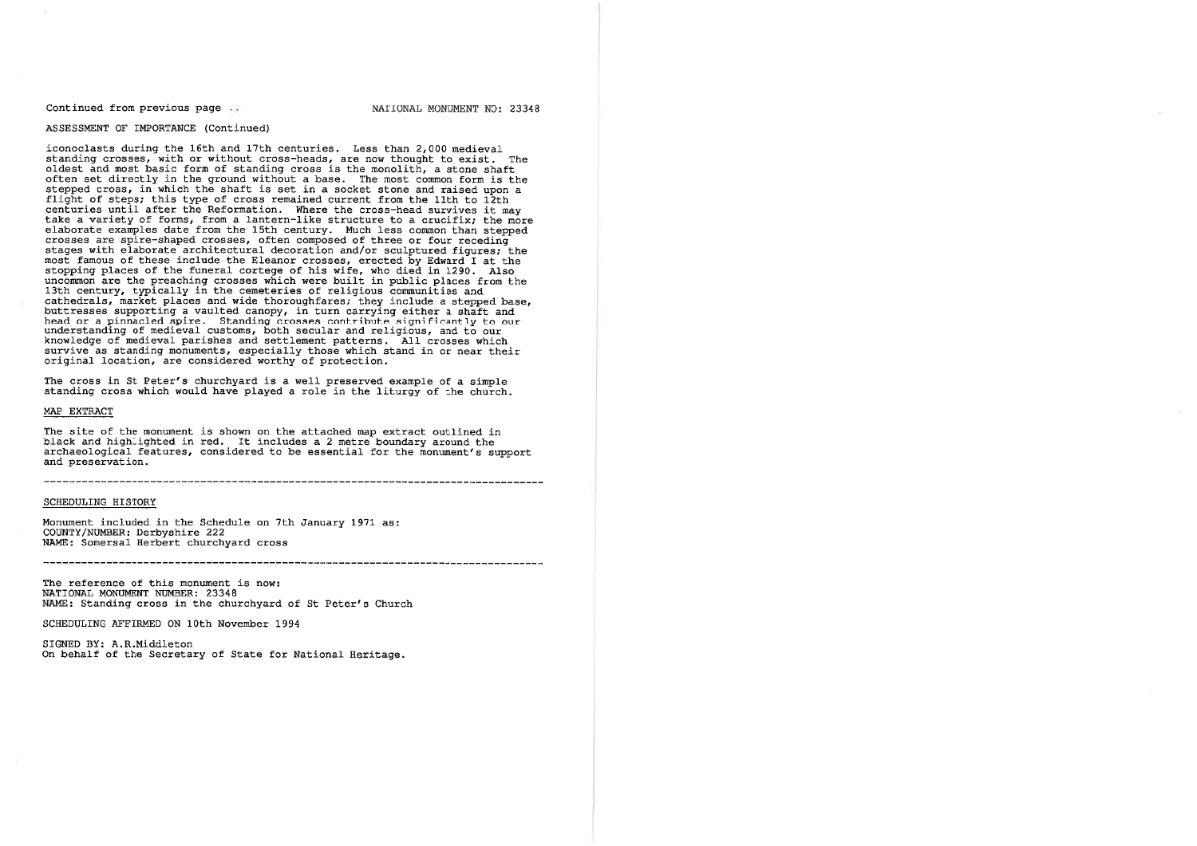Continued from previous page ..

NATIONAL MONUMENT NO: 23348

ASSESSMENT OF IMPORTANCE (Continued)

iconoclasts during the 16th and 17th centuries. Less than 2,000 medieval standing crosses, with or without cross-heads, are now thought to exist. The oldest and most basic form of standing cross is the monolith, a stone shaft often set directly in the ground without a base. The most common form is the stepped cross, in which the shaft is set in a socket stone and raised upon a flight of steps; this type of cross remained current from the 11th to 12th centuries until after the Reformation. Where the cross-head survives it may take a variety of forms, from a lantern-like structure to a crucifix; the more elaborate examples date from the 15th century. Much less common than stepped crosses are spire-shaped crosses, often composed of three or four receding stages with elaborate architectural decoration and/or sculptured figures; the most famous of these include the Eleanor crosses, erected by Edward I at the stopping places of the funeral cortege of his wife, who died in 1290. Also uncommon are the preaching crosses which were built in public places from the 13th century, typically in the cemeteries of religious communities and cathedrals, market places and wide thoroughfares; they include a stepped base, buttresses supporting a vaulted canopy, in turn carrying either a shaft and head or a pinnacled spire. Standing crosses contribute significantly to our understanding of medieval customs, both secular and religious, and to our knowledge of medieval parishes and settlement patterns. All crosses which survive as standing monuments, especially those which stand in or near their original location, are considered worthy of protection.

The cross in St Peter's churchyard is a well preserved example of a simple standing cross which would have played a role in the liturgy of the church.

MAP EXTRACT

The site of the monument is shown on the attached map extract outlined in black and highlighted in red. It includes a 2 metre boundary around the archaeological features, considered to be essential for the monument's support and preservation.

---

SCHEDULING HISTORY

Monument included in the Schedule on 7th January 1971 as:
COUNTY/NUMBER: Derbyshire 222
NAME: Somersal Herbert churchyard cross

---

The reference of this monument is now:
NATIONAL MONUMENT NUMBER: 23348
NAME: Standing cross in the churchyard of St Peter's Church

SCHEDULING AFFIRMED ON 10th November 1994

SIGNED BY: A.R.Middleton
On behalf of the Secretary of State for National Heritage.